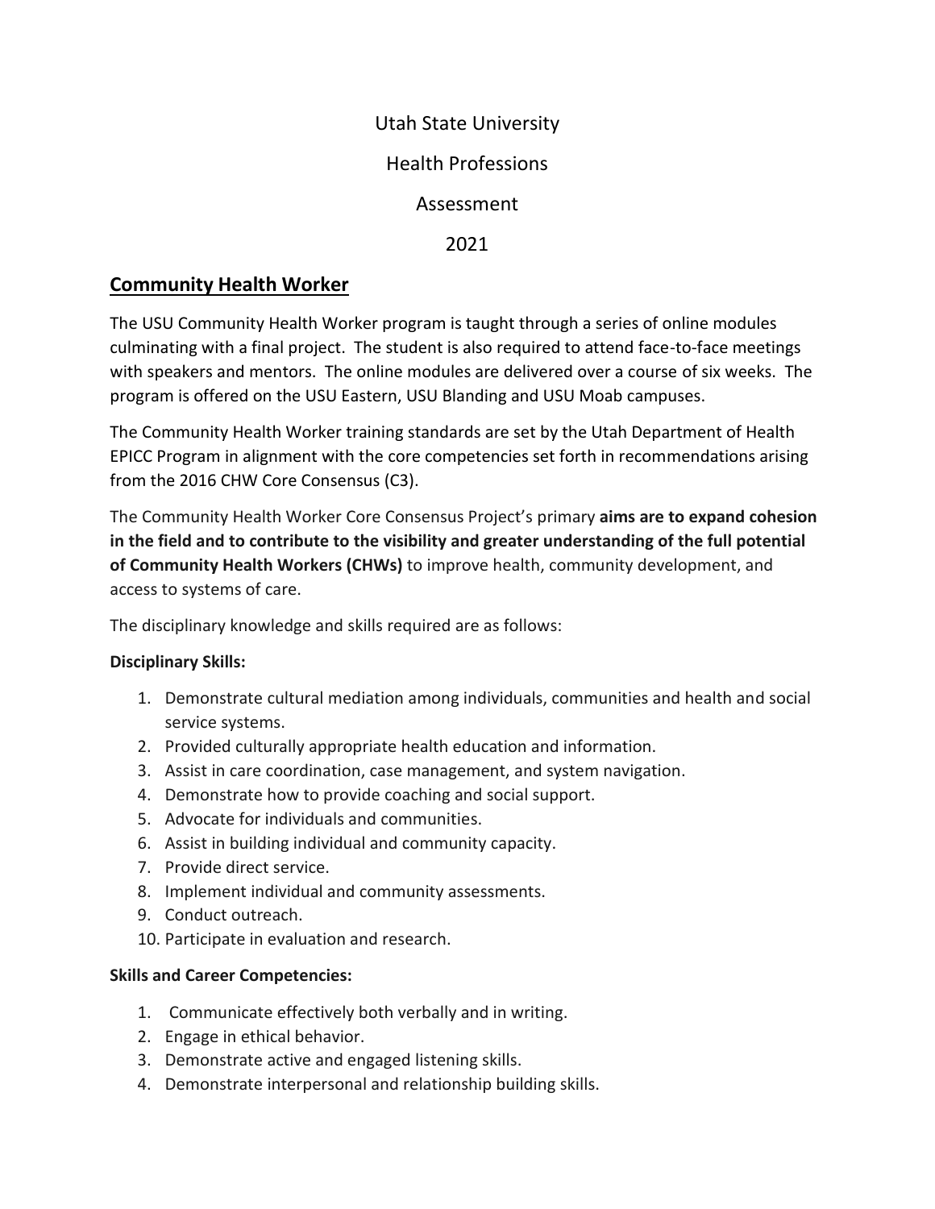Utah State University

Health Professions

Assessment

2021

## Community Health Worker

The USU Community Health Worker program is taught through a series of online modules culminating with a final project. The student is also required to attend face-to-face meetings with speakers and mentors. The online modules are delivered over a course of six weeks. The program is offered on the USU Eastern, USU Blanding and USU Moab campuses.

The Community Health Worker training standards are set by the Utah Department of Health EPICC Program in alignment with the core competencies set forth in recommendations arising from the 2016 CHW Core Consensus (C3).

The Community Health Worker Core Consensus Project's primary **aims are to expand cohesion in the field and to contribute to the visibility and greater understanding of the full potential of Community Health Workers (CHWs)** to improve health, community development, and access to systems of care.

The disciplinary knowledge and skills required are as follows:

**Disciplinary Skills:**

1. Demonstrate cultural mediation among individuals, communities and health and social service systems.
2. Provided culturally appropriate health education and information.
3. Assist in care coordination, case management, and system navigation.
4. Demonstrate how to provide coaching and social support.
5. Advocate for individuals and communities.
6. Assist in building individual and community capacity.
7. Provide direct service.
8. Implement individual and community assessments.
9. Conduct outreach.
10. Participate in evaluation and research.

**Skills and Career Competencies:**

1. Communicate effectively both verbally and in writing.
2. Engage in ethical behavior.
3. Demonstrate active and engaged listening skills.
4. Demonstrate interpersonal and relationship building skills.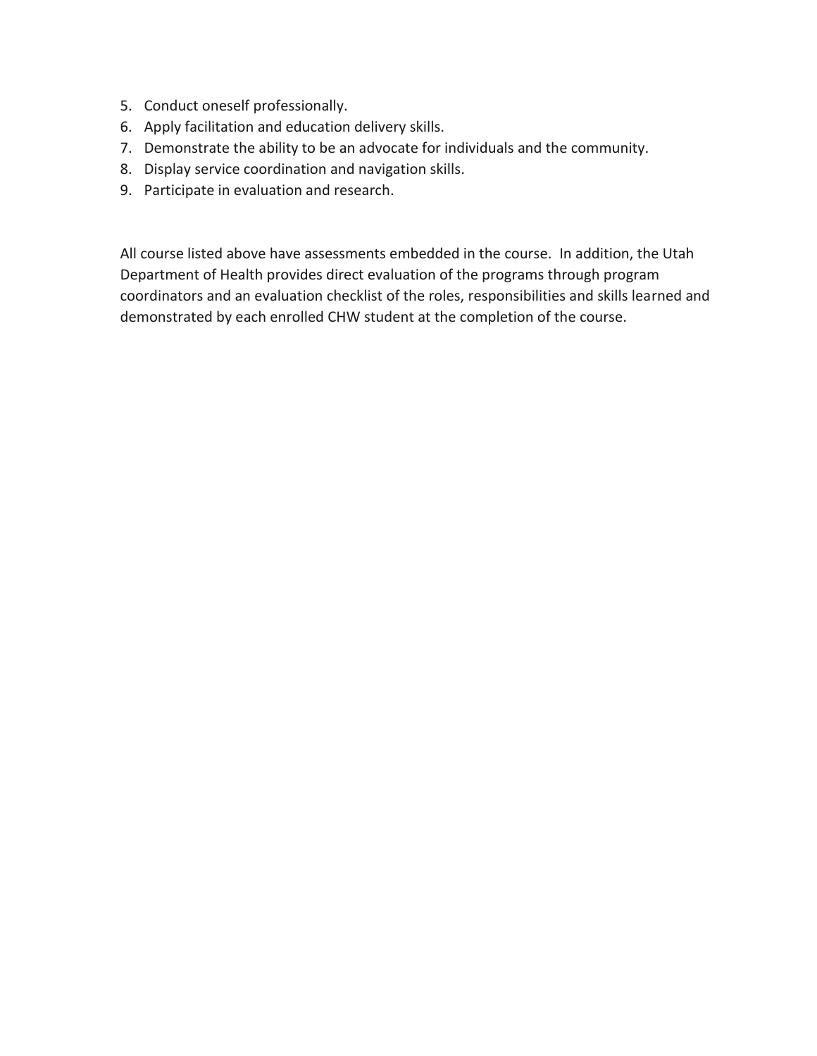5. Conduct oneself professionally.
6. Apply facilitation and education delivery skills.
7. Demonstrate the ability to be an advocate for individuals and the community.
8. Display service coordination and navigation skills.
9. Participate in evaluation and research.

All course listed above have assessments embedded in the course. In addition, the Utah Department of Health provides direct evaluation of the programs through program coordinators and an evaluation checklist of the roles, responsibilities and skills learned and demonstrated by each enrolled CHW student at the completion of the course.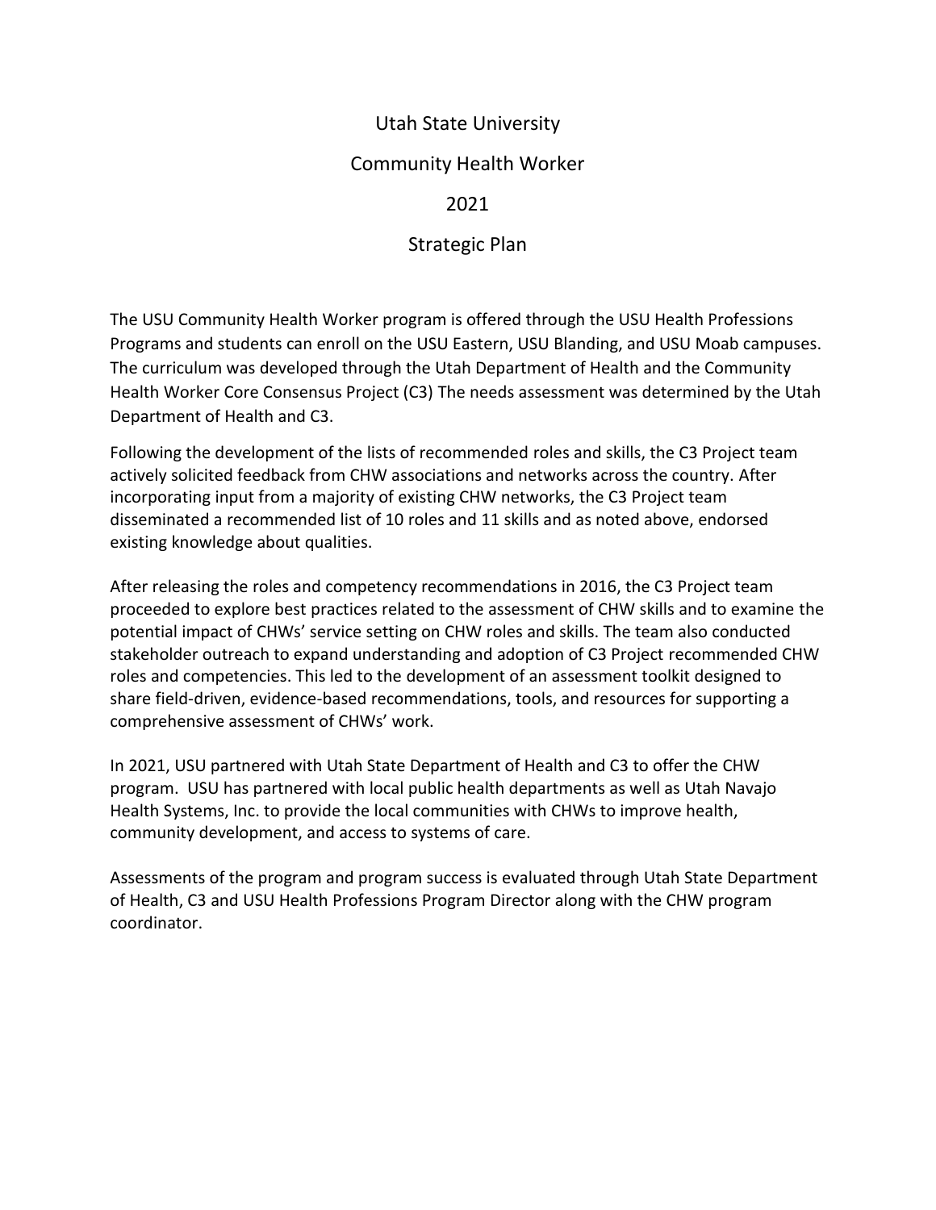# Utah State University

# Community Health Worker

# 2021

# Strategic Plan

The USU Community Health Worker program is offered through the USU Health Professions Programs and students can enroll on the USU Eastern, USU Blanding, and USU Moab campuses. The curriculum was developed through the Utah Department of Health and the Community Health Worker Core Consensus Project (C3) The needs assessment was determined by the Utah Department of Health and C3.

Following the development of the lists of recommended roles and skills, the C3 Project team actively solicited feedback from CHW associations and networks across the country. After incorporating input from a majority of existing CHW networks, the C3 Project team disseminated a recommended list of 10 roles and 11 skills and as noted above, endorsed existing knowledge about qualities.

After releasing the roles and competency recommendations in 2016, the C3 Project team proceeded to explore best practices related to the assessment of CHW skills and to examine the potential impact of CHWs' service setting on CHW roles and skills. The team also conducted stakeholder outreach to expand understanding and adoption of C3 Project recommended CHW roles and competencies. This led to the development of an assessment toolkit designed to share field-driven, evidence-based recommendations, tools, and resources for supporting a comprehensive assessment of CHWs' work.

In 2021, USU partnered with Utah State Department of Health and C3 to offer the CHW program. USU has partnered with local public health departments as well as Utah Navajo Health Systems, Inc. to provide the local communities with CHWs to improve health, community development, and access to systems of care.

Assessments of the program and program success is evaluated through Utah State Department of Health, C3 and USU Health Professions Program Director along with the CHW program coordinator.